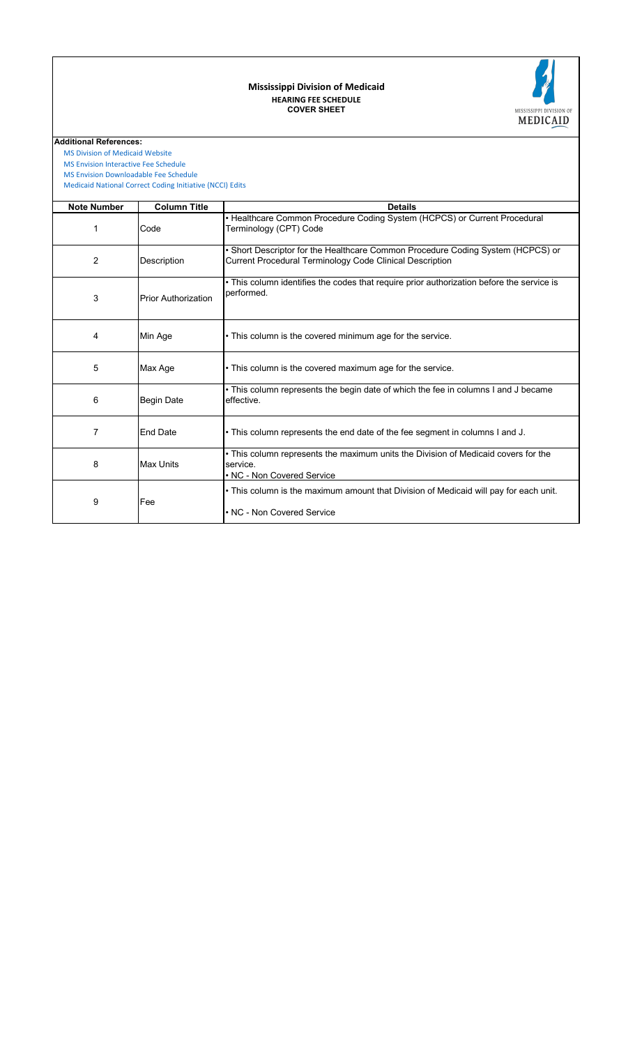# Mississippi Division of Medicaid

## HEARING FEE SCHEDULE

### COVER SHEET

**Additional References:**

MS Division of Medicaid Website
MS Envision Interactive Fee Schedule
MS Envision Downloadable Fee Schedule
Medicaid National Correct Coding Initiative (NCCI) Edits

| Note Number | Column Title | Details |
|---|---|---|
| 1 | Code | • Healthcare Common Procedure Coding System (HCPCS) or Current Procedural Terminology (CPT) Code |
| 2 | Description | • Short Descriptor for the Healthcare Common Procedure Coding System (HCPCS) or Current Procedural Terminology Code Clinical Description |
| 3 | Prior Authorization | • This column identifies the codes that require prior authorization before the service is performed. |
| 4 | Min Age | • This column is the covered minimum age for the service. |
| 5 | Max Age | • This column is the covered maximum age for the service. |
| 6 | Begin Date | • This column represents the begin date of which the fee in columns I and J became effective. |
| 7 | End Date | • This column represents the end date of the fee segment in columns I and J. |
| 8 | Max Units | • This column represents the maximum units the Division of Medicaid covers for the service.<br>• NC - Non Covered Service |
| 9 | Fee | • This column is the maximum amount that Division of Medicaid will pay for each unit.<br>• NC - Non Covered Service |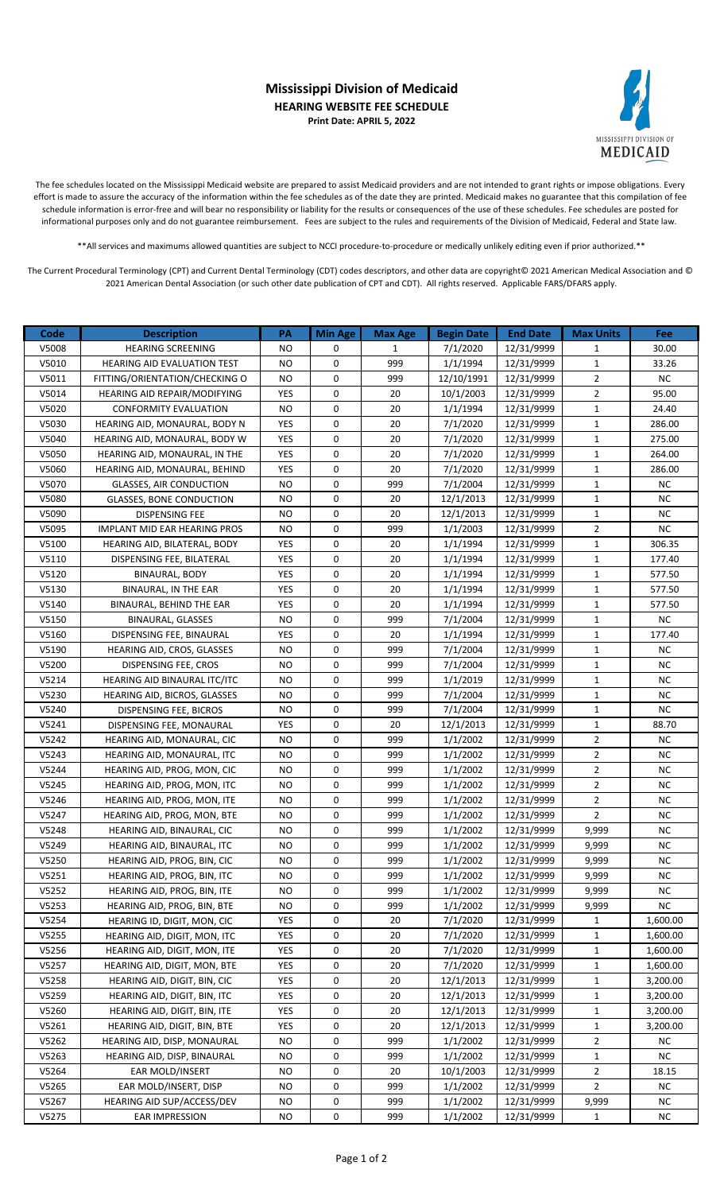# Mississippi Division of Medicaid

## HEARING WEBSITE FEE SCHEDULE

**Print Date: APRIL 5, 2022**

The fee schedules located on the Mississippi Medicaid website are prepared to assist Medicaid providers and are not intended to grant rights or impose obligations. Every effort is made to assure the accuracy of the information within the fee schedules as of the date they are printed. Medicaid makes no guarantee that this compilation of fee schedule information is error-free and will bear no responsibility or liability for the results or consequences of the use of these schedules. Fee schedules are posted for informational purposes only and do not guarantee reimbursement. Fees are subject to the rules and requirements of the Division of Medicaid, Federal and State law.

**All services and maximums allowed quantities are subject to NCCI procedure-to-procedure or medically unlikely editing even if prior authorized.**

The Current Procedural Terminology (CPT) and Current Dental Terminology (CDT) codes descriptors, and other data are copyright© 2021 American Medical Association and © 2021 American Dental Association (or such other date publication of CPT and CDT). All rights reserved. Applicable FARS/DFARS apply.

| Code | Description | PA | Min Age | Max Age | Begin Date | End Date | Max Units | Fee |
|---|---|---|---|---|---|---|---|---|
| V5008 | HEARING SCREENING | NO | 0 | 1 | 7/1/2020 | 12/31/9999 | 1 | 30.00 |
| V5010 | HEARING AID EVALUATION TEST | NO | 0 | 999 | 1/1/1994 | 12/31/9999 | 1 | 33.26 |
| V5011 | FITTING/ORIENTATION/CHECKING O | NO | 0 | 999 | 12/10/1991 | 12/31/9999 | 2 | NC |
| V5014 | HEARING AID REPAIR/MODIFYING | YES | 0 | 20 | 10/1/2003 | 12/31/9999 | 2 | 95.00 |
| V5020 | CONFORMITY EVALUATION | NO | 0 | 20 | 1/1/1994 | 12/31/9999 | 1 | 24.40 |
| V5030 | HEARING AID, MONAURAL, BODY N | YES | 0 | 20 | 7/1/2020 | 12/31/9999 | 1 | 286.00 |
| V5040 | HEARING AID, MONAURAL, BODY W | YES | 0 | 20 | 7/1/2020 | 12/31/9999 | 1 | 275.00 |
| V5050 | HEARING AID, MONAURAL, IN THE | YES | 0 | 20 | 7/1/2020 | 12/31/9999 | 1 | 264.00 |
| V5060 | HEARING AID, MONAURAL, BEHIND | YES | 0 | 20 | 7/1/2020 | 12/31/9999 | 1 | 286.00 |
| V5070 | GLASSES, AIR CONDUCTION | NO | 0 | 999 | 7/1/2004 | 12/31/9999 | 1 | NC |
| V5080 | GLASSES, BONE CONDUCTION | NO | 0 | 20 | 12/1/2013 | 12/31/9999 | 1 | NC |
| V5090 | DISPENSING FEE | NO | 0 | 20 | 12/1/2013 | 12/31/9999 | 1 | NC |
| V5095 | IMPLANT MID EAR HEARING PROS | NO | 0 | 999 | 1/1/2003 | 12/31/9999 | 2 | NC |
| V5100 | HEARING AID, BILATERAL, BODY | YES | 0 | 20 | 1/1/1994 | 12/31/9999 | 1 | 306.35 |
| V5110 | DISPENSING FEE, BILATERAL | YES | 0 | 20 | 1/1/1994 | 12/31/9999 | 1 | 177.40 |
| V5120 | BINAURAL, BODY | YES | 0 | 20 | 1/1/1994 | 12/31/9999 | 1 | 577.50 |
| V5130 | BINAURAL, IN THE EAR | YES | 0 | 20 | 1/1/1994 | 12/31/9999 | 1 | 577.50 |
| V5140 | BINAURAL, BEHIND THE EAR | YES | 0 | 20 | 1/1/1994 | 12/31/9999 | 1 | 577.50 |
| V5150 | BINAURAL, GLASSES | NO | 0 | 999 | 7/1/2004 | 12/31/9999 | 1 | NC |
| V5160 | DISPENSING FEE, BINAURAL | YES | 0 | 20 | 1/1/1994 | 12/31/9999 | 1 | 177.40 |
| V5190 | HEARING AID, CROS, GLASSES | NO | 0 | 999 | 7/1/2004 | 12/31/9999 | 1 | NC |
| V5200 | DISPENSING FEE, CROS | NO | 0 | 999 | 7/1/2004 | 12/31/9999 | 1 | NC |
| V5214 | HEARING AID BINAURAL ITC/ITC | NO | 0 | 999 | 1/1/2019 | 12/31/9999 | 1 | NC |
| V5230 | HEARING AID, BICROS, GLASSES | NO | 0 | 999 | 7/1/2004 | 12/31/9999 | 1 | NC |
| V5240 | DISPENSING FEE, BICROS | NO | 0 | 999 | 7/1/2004 | 12/31/9999 | 1 | NC |
| V5241 | DISPENSING FEE, MONAURAL | YES | 0 | 20 | 12/1/2013 | 12/31/9999 | 1 | 88.70 |
| V5242 | HEARING AID, MONAURAL, CIC | NO | 0 | 999 | 1/1/2002 | 12/31/9999 | 2 | NC |
| V5243 | HEARING AID, MONAURAL, ITC | NO | 0 | 999 | 1/1/2002 | 12/31/9999 | 2 | NC |
| V5244 | HEARING AID, PROG, MON, CIC | NO | 0 | 999 | 1/1/2002 | 12/31/9999 | 2 | NC |
| V5245 | HEARING AID, PROG, MON, ITC | NO | 0 | 999 | 1/1/2002 | 12/31/9999 | 2 | NC |
| V5246 | HEARING AID, PROG, MON, ITE | NO | 0 | 999 | 1/1/2002 | 12/31/9999 | 2 | NC |
| V5247 | HEARING AID, PROG, MON, BTE | NO | 0 | 999 | 1/1/2002 | 12/31/9999 | 2 | NC |
| V5248 | HEARING AID, BINAURAL, CIC | NO | 0 | 999 | 1/1/2002 | 12/31/9999 | 9,999 | NC |
| V5249 | HEARING AID, BINAURAL, ITC | NO | 0 | 999 | 1/1/2002 | 12/31/9999 | 9,999 | NC |
| V5250 | HEARING AID, PROG, BIN, CIC | NO | 0 | 999 | 1/1/2002 | 12/31/9999 | 9,999 | NC |
| V5251 | HEARING AID, PROG, BIN, ITC | NO | 0 | 999 | 1/1/2002 | 12/31/9999 | 9,999 | NC |
| V5252 | HEARING AID, PROG, BIN, ITE | NO | 0 | 999 | 1/1/2002 | 12/31/9999 | 9,999 | NC |
| V5253 | HEARING AID, PROG, BIN, BTE | NO | 0 | 999 | 1/1/2002 | 12/31/9999 | 9,999 | NC |
| V5254 | HEARING ID, DIGIT, MON, CIC | YES | 0 | 20 | 7/1/2020 | 12/31/9999 | 1 | 1,600.00 |
| V5255 | HEARING AID, DIGIT, MON, ITC | YES | 0 | 20 | 7/1/2020 | 12/31/9999 | 1 | 1,600.00 |
| V5256 | HEARING AID, DIGIT, MON, ITE | YES | 0 | 20 | 7/1/2020 | 12/31/9999 | 1 | 1,600.00 |
| V5257 | HEARING AID, DIGIT, MON, BTE | YES | 0 | 20 | 7/1/2020 | 12/31/9999 | 1 | 1,600.00 |
| V5258 | HEARING AID, DIGIT, BIN, CIC | YES | 0 | 20 | 12/1/2013 | 12/31/9999 | 1 | 3,200.00 |
| V5259 | HEARING AID, DIGIT, BIN, ITC | YES | 0 | 20 | 12/1/2013 | 12/31/9999 | 1 | 3,200.00 |
| V5260 | HEARING AID, DIGIT, BIN, ITE | YES | 0 | 20 | 12/1/2013 | 12/31/9999 | 1 | 3,200.00 |
| V5261 | HEARING AID, DIGIT, BIN, BTE | YES | 0 | 20 | 12/1/2013 | 12/31/9999 | 1 | 3,200.00 |
| V5262 | HEARING AID, DISP, MONAURAL | NO | 0 | 999 | 1/1/2002 | 12/31/9999 | 2 | NC |
| V5263 | HEARING AID, DISP, BINAURAL | NO | 0 | 999 | 1/1/2002 | 12/31/9999 | 1 | NC |
| V5264 | EAR MOLD/INSERT | NO | 0 | 20 | 10/1/2003 | 12/31/9999 | 2 | 18.15 |
| V5265 | EAR MOLD/INSERT, DISP | NO | 0 | 999 | 1/1/2002 | 12/31/9999 | 2 | NC |
| V5267 | HEARING AID SUP/ACCESS/DEV | NO | 0 | 999 | 1/1/2002 | 12/31/9999 | 9,999 | NC |
| V5275 | EAR IMPRESSION | NO | 0 | 999 | 1/1/2002 | 12/31/9999 | 1 | NC |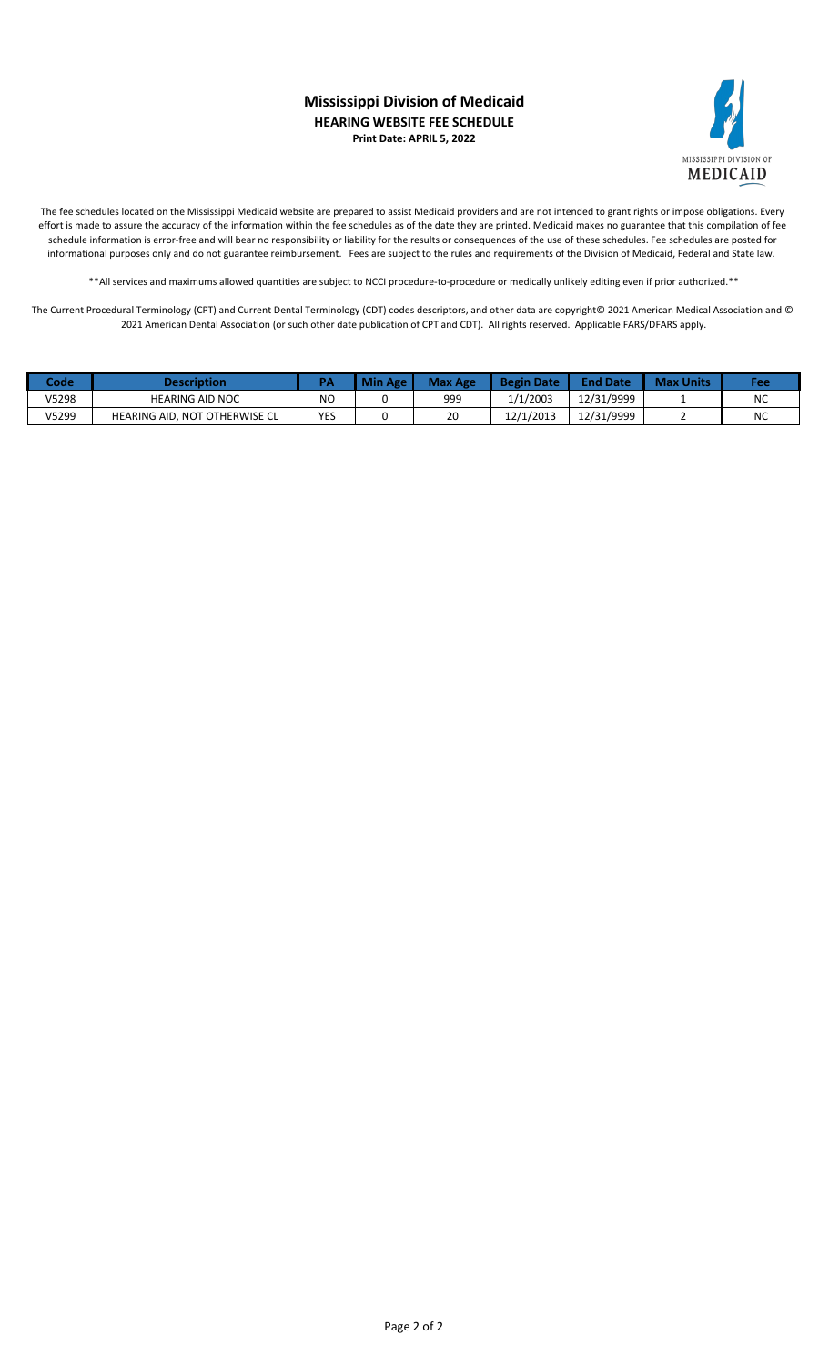# Mississippi Division of Medicaid

**HEARING WEBSITE FEE SCHEDULE**

**Print Date: APRIL 5, 2022**

MISSISSIPPI DIVISION OF MEDICAID

The fee schedules located on the Mississippi Medicaid website are prepared to assist Medicaid providers and are not intended to grant rights or impose obligations. Every effort is made to assure the accuracy of the information within the fee schedules as of the date they are printed. Medicaid makes no guarantee that this compilation of fee schedule information is error-free and will bear no responsibility or liability for the results or consequences of the use of these schedules. Fee schedules are posted for informational purposes only and do not guarantee reimbursement. Fees are subject to the rules and requirements of the Division of Medicaid, Federal and State law.

**All services and maximums allowed quantities are subject to NCCI procedure-to-procedure or medically unlikely editing even if prior authorized.**

The Current Procedural Terminology (CPT) and Current Dental Terminology (CDT) codes descriptors, and other data are copyright© 2021 American Medical Association and © 2021 American Dental Association (or such other date publication of CPT and CDT). All rights reserved. Applicable FARS/DFARS apply.

| Code | Description | PA | Min Age | Max Age | Begin Date | End Date | Max Units | Fee |
|---|---|---|---|---|---|---|---|---|
| V5298 | HEARING AID NOC | NO | 0 | 999 | 1/1/2003 | 12/31/9999 | 1 | NC |
| V5299 | HEARING AID, NOT OTHERWISE CL | YES | 0 | 20 | 12/1/2013 | 12/31/9999 | 2 | NC |